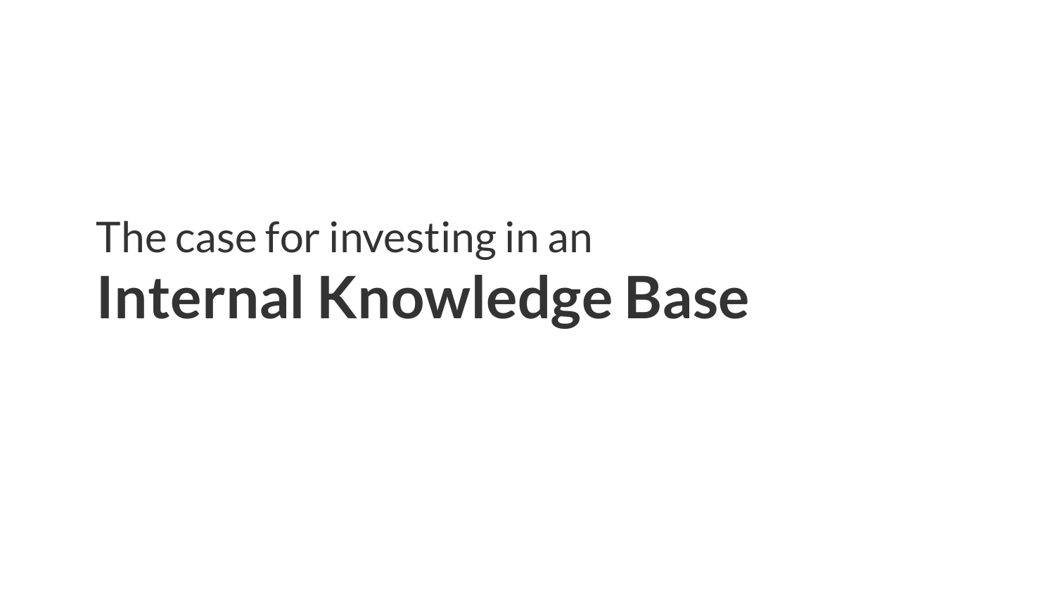The case for investing in an

# Internal Knowledge Base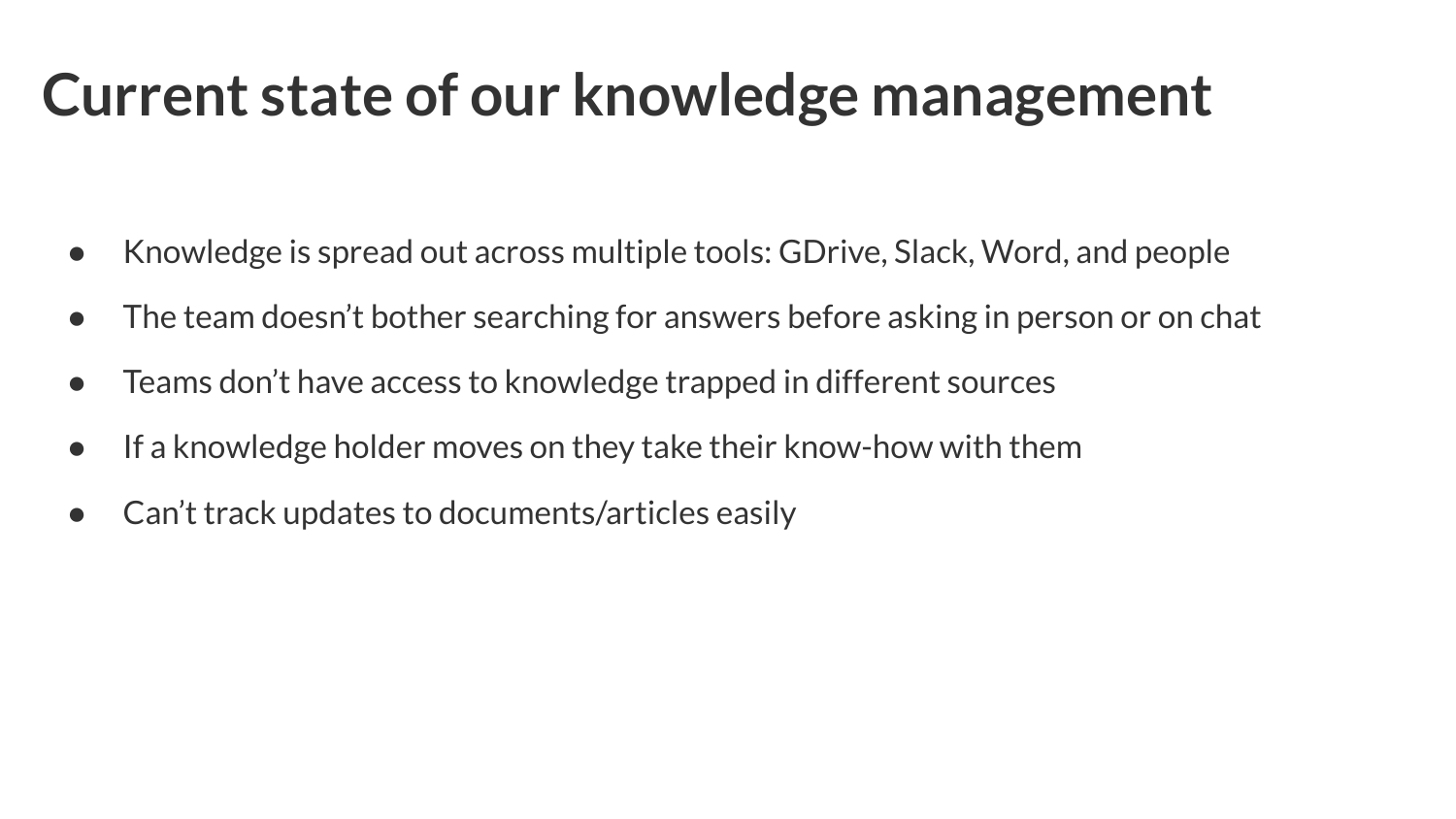# Current state of our knowledge management

- Knowledge is spread out across multiple tools: GDrive, Slack, Word, and people
- The team doesn't bother searching for answers before asking in person or on chat
- Teams don't have access to knowledge trapped in different sources
- If a knowledge holder moves on they take their know-how with them
- Can't track updates to documents/articles easily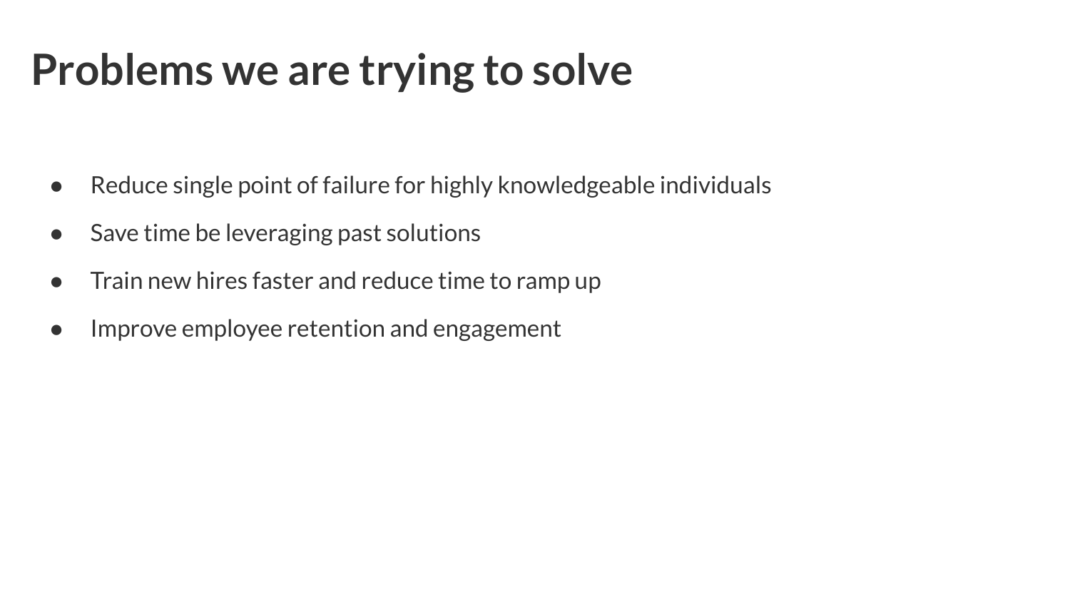# Problems we are trying to solve

- Reduce single point of failure for highly knowledgeable individuals
- Save time be leveraging past solutions
- Train new hires faster and reduce time to ramp up
- Improve employee retention and engagement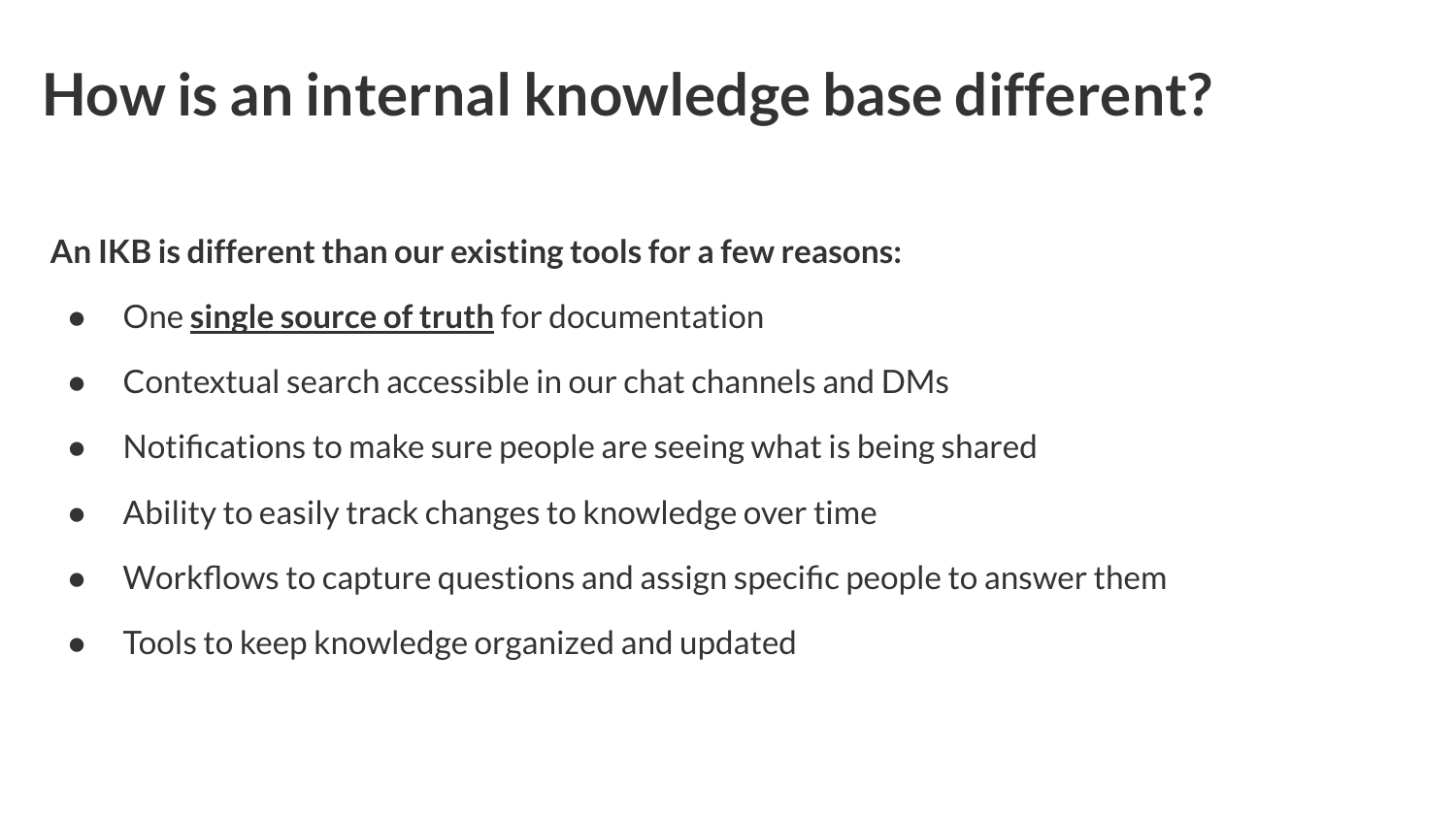# How is an internal knowledge base different?

**An IKB is different than our existing tools for a few reasons:**

- One **single source of truth** for documentation
- Contextual search accessible in our chat channels and DMs
- Notifications to make sure people are seeing what is being shared
- Ability to easily track changes to knowledge over time
- Workflows to capture questions and assign specific people to answer them
- Tools to keep knowledge organized and updated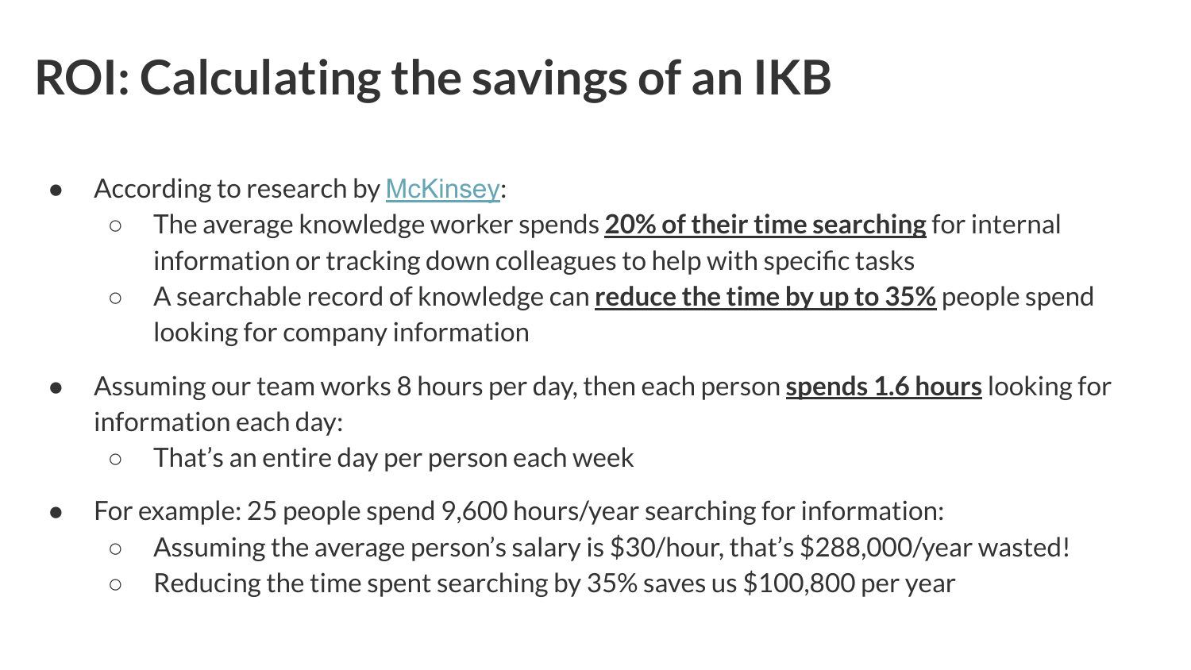# ROI: Calculating the savings of an IKB

- According to research by McKinsey:
  - The average knowledge worker spends **20% of their time searching** for internal information or tracking down colleagues to help with specific tasks
  - A searchable record of knowledge can **reduce the time by up to 35%** people spend looking for company information
- Assuming our team works 8 hours per day, then each person **spends 1.6 hours** looking for information each day:
  - That's an entire day per person each week
- For example: 25 people spend 9,600 hours/year searching for information:
  - Assuming the average person's salary is $30/hour, that's $288,000/year wasted!
  - Reducing the time spent searching by 35% saves us $100,800 per year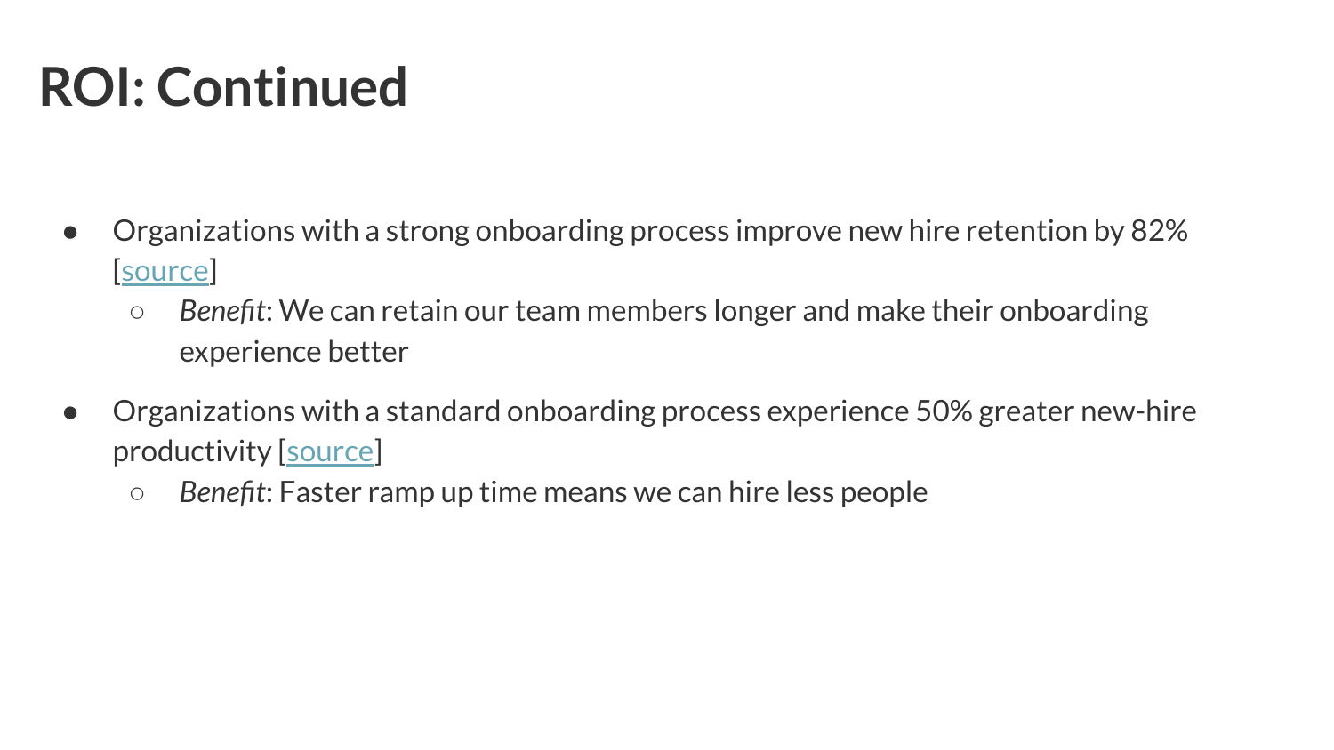# ROI: Continued

- Organizations with a strong onboarding process improve new hire retention by 82% [source]
  - *Benefit*: We can retain our team members longer and make their onboarding experience better
- Organizations with a standard onboarding process experience 50% greater new-hire productivity [source]
  - *Benefit*: Faster ramp up time means we can hire less people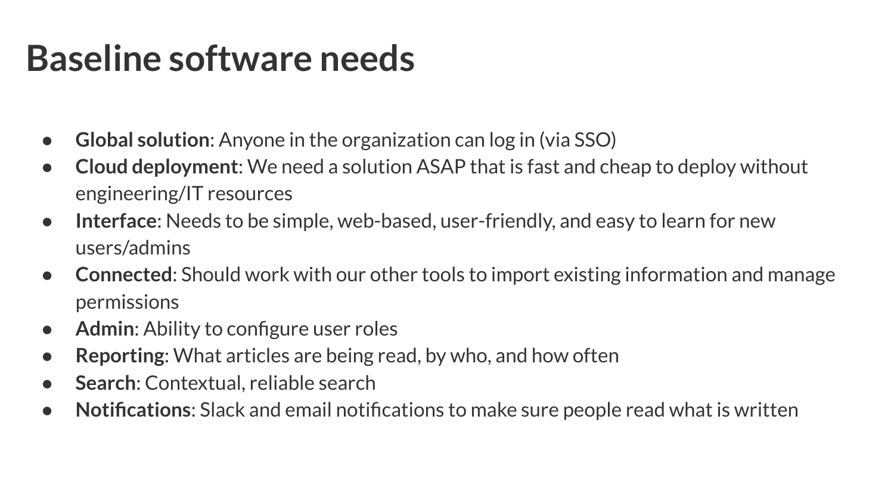# Baseline software needs

- **Global solution**: Anyone in the organization can log in (via SSO)
- **Cloud deployment**: We need a solution ASAP that is fast and cheap to deploy without engineering/IT resources
- **Interface**: Needs to be simple, web-based, user-friendly, and easy to learn for new users/admins
- **Connected**: Should work with our other tools to import existing information and manage permissions
- **Admin**: Ability to configure user roles
- **Reporting**: What articles are being read, by who, and how often
- **Search**: Contextual, reliable search
- **Notifications**: Slack and email notifications to make sure people read what is written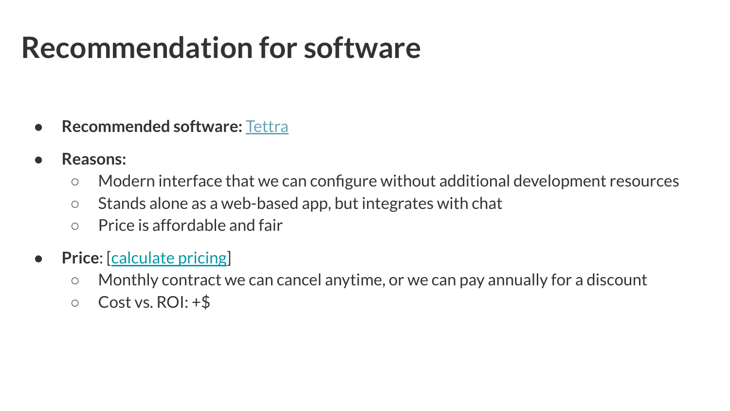# Recommendation for software

- **Recommended software:** Tettra
- **Reasons:**
  - Modern interface that we can configure without additional development resources
  - Stands alone as a web-based app, but integrates with chat
  - Price is affordable and fair
- **Price**: [calculate pricing]
  - Monthly contract we can cancel anytime, or we can pay annually for a discount
  - Cost vs. ROI: +$